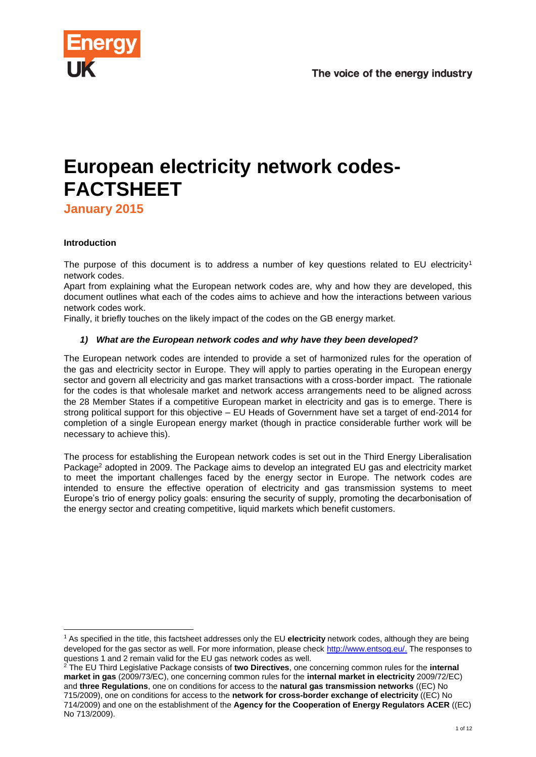# European electricity network codes- FACTSHEET

**January 2015**

**Introduction**

The purpose of this document is to address a number of key questions related to EU electricity[1] network codes.

Apart from explaining what the European network codes are, why and how they are developed, this document outlines what each of the codes aims to achieve and how the interactions between various network codes work.

Finally, it briefly touches on the likely impact of the codes on the GB energy market.

### *1) What are the European network codes and why have they been developed?*

The European network codes are intended to provide a set of harmonized rules for the operation of the gas and electricity sector in Europe. They will apply to parties operating in the European energy sector and govern all electricity and gas market transactions with a cross-border impact. The rationale for the codes is that wholesale market and network access arrangements need to be aligned across the 28 Member States if a competitive European market in electricity and gas is to emerge. There is strong political support for this objective – EU Heads of Government have set a target of end-2014 for completion of a single European energy market (though in practice considerable further work will be necessary to achieve this).

The process for establishing the European network codes is set out in the Third Energy Liberalisation Package[2] adopted in 2009. The Package aims to develop an integrated EU gas and electricity market to meet the important challenges faced by the energy sector in Europe. The network codes are intended to ensure the effective operation of electricity and gas transmission systems to meet Europe's trio of energy policy goals: ensuring the security of supply, promoting the decarbonisation of the energy sector and creating competitive, liquid markets which benefit customers.

---

[1] As specified in the title, this factsheet addresses only the EU **electricity** network codes, although they are being developed for the gas sector as well. For more information, please check http://www.entsog.eu/. The responses to questions 1 and 2 remain valid for the EU gas network codes as well.

[2] The EU Third Legislative Package consists of **two Directives**, one concerning common rules for the **internal market in gas** (2009/73/EC), one concerning common rules for the **internal market in electricity** 2009/72/EC) and **three Regulations**, one on conditions for access to the **natural gas transmission networks** ((EC) No 715/2009), one on conditions for access to the **network for cross-border exchange of electricity** ((EC) No 714/2009) and one on the establishment of the **Agency for the Cooperation of Energy Regulators ACER** ((EC) No 713/2009).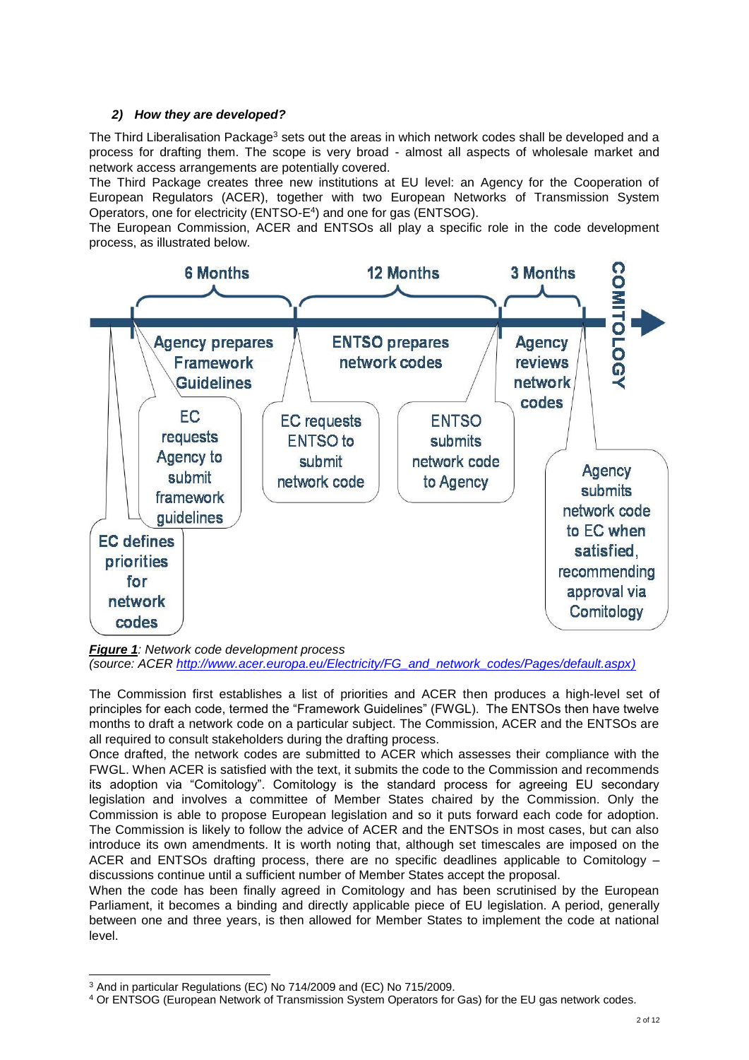### 2) *How they are developed?*

The Third Liberalisation Package[3] sets out the areas in which network codes shall be developed and a process for drafting them. The scope is very broad - almost all aspects of wholesale market and network access arrangements are potentially covered.

The Third Package creates three new institutions at EU level: an Agency for the Cooperation of European Regulators (ACER), together with two European Networks of Transmission System Operators, one for electricity (ENTSO-E[4]) and one for gas (ENTSOG).

The European Commission, ACER and ENTSOs all play a specific role in the code development process, as illustrated below.

6 Months | 12 Months | 3 Months | COMITOLOGY

Agency prepares Framework Guidelines | ENTSO prepares network codes | Agency reviews network codes

EC defines priorities for network codes

EC requests Agency to submit framework guidelines

EC requests ENTSO to submit network code

ENTSO submits network code to Agency

Agency submits network code to EC when satisfied, recommending approval via Comitology

***Figure 1***: *Network code development process*
*(source: ACER http://www.acer.europa.eu/Electricity/FG_and_network_codes/Pages/default.aspx)*

The Commission first establishes a list of priorities and ACER then produces a high-level set of principles for each code, termed the "Framework Guidelines" (FWGL). The ENTSOs then have twelve months to draft a network code on a particular subject. The Commission, ACER and the ENTSOs are all required to consult stakeholders during the drafting process.

Once drafted, the network codes are submitted to ACER which assesses their compliance with the FWGL. When ACER is satisfied with the text, it submits the code to the Commission and recommends its adoption via "Comitology". Comitology is the standard process for agreeing EU secondary legislation and involves a committee of Member States chaired by the Commission. Only the Commission is able to propose European legislation and so it puts forward each code for adoption. The Commission is likely to follow the advice of ACER and the ENTSOs in most cases, but can also introduce its own amendments. It is worth noting that, although set timescales are imposed on the ACER and ENTSOs drafting process, there are no specific deadlines applicable to Comitology – discussions continue until a sufficient number of Member States accept the proposal.

When the code has been finally agreed in Comitology and has been scrutinised by the European Parliament, it becomes a binding and directly applicable piece of EU legislation. A period, generally between one and three years, is then allowed for Member States to implement the code at national level.

---

[3] And in particular Regulations (EC) No 714/2009 and (EC) No 715/2009.

[4] Or ENTSOG (European Network of Transmission System Operators for Gas) for the EU gas network codes.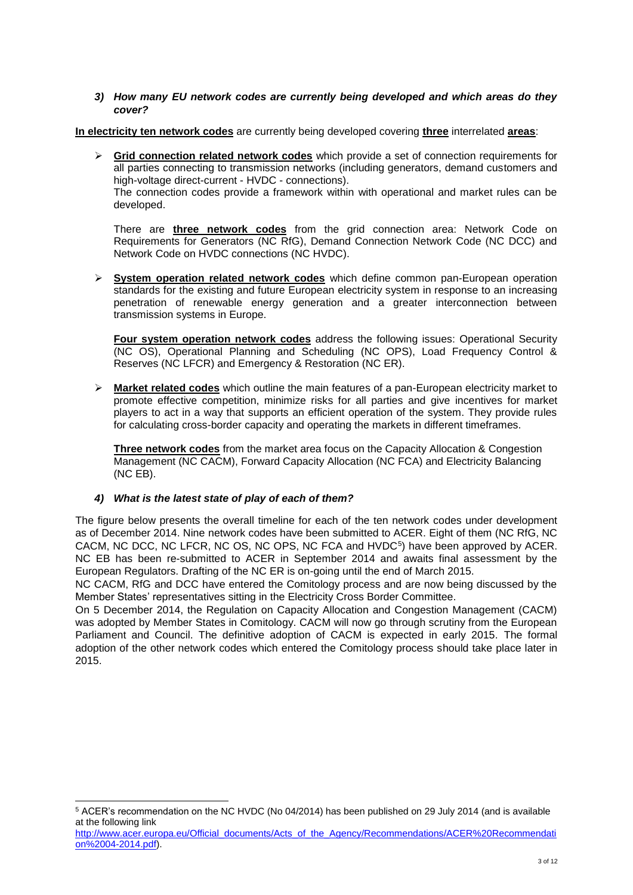### *3) How many EU network codes are currently being developed and which areas do they cover?*

**In electricity ten network codes** are currently being developed covering **three** interrelated **areas**:

- **Grid connection related network codes** which provide a set of connection requirements for all parties connecting to transmission networks (including generators, demand customers and high-voltage direct-current - HVDC - connections).
  The connection codes provide a framework within with operational and market rules can be developed.

  There are **three network codes** from the grid connection area: Network Code on Requirements for Generators (NC RfG), Demand Connection Network Code (NC DCC) and Network Code on HVDC connections (NC HVDC).

- **System operation related network codes** which define common pan-European operation standards for the existing and future European electricity system in response to an increasing penetration of renewable energy generation and a greater interconnection between transmission systems in Europe.

  **Four system operation network codes** address the following issues: Operational Security (NC OS), Operational Planning and Scheduling (NC OPS), Load Frequency Control & Reserves (NC LFCR) and Emergency & Restoration (NC ER).

- **Market related codes** which outline the main features of a pan-European electricity market to promote effective competition, minimize risks for all parties and give incentives for market players to act in a way that supports an efficient operation of the system. They provide rules for calculating cross-border capacity and operating the markets in different timeframes.

  **Three network codes** from the market area focus on the Capacity Allocation & Congestion Management (NC CACM), Forward Capacity Allocation (NC FCA) and Electricity Balancing (NC EB).

### *4) What is the latest state of play of each of them?*

The figure below presents the overall timeline for each of the ten network codes under development as of December 2014. Nine network codes have been submitted to ACER. Eight of them (NC RfG, NC CACM, NC DCC, NC LFCR, NC OS, NC OPS, NC FCA and HVDC[5]) have been approved by ACER. NC EB has been re-submitted to ACER in September 2014 and awaits final assessment by the European Regulators. Drafting of the NC ER is on-going until the end of March 2015.

NC CACM, RfG and DCC have entered the Comitology process and are now being discussed by the Member States' representatives sitting in the Electricity Cross Border Committee.

On 5 December 2014, the Regulation on Capacity Allocation and Congestion Management (CACM) was adopted by Member States in Comitology. CACM will now go through scrutiny from the European Parliament and Council. The definitive adoption of CACM is expected in early 2015. The formal adoption of the other network codes which entered the Comitology process should take place later in 2015.

---

[5] ACER's recommendation on the NC HVDC (No 04/2014) has been published on 29 July 2014 (and is available at the following link http://www.acer.europa.eu/Official_documents/Acts_of_the_Agency/Recommendations/ACER%20Recommendation%2004-2014.pdf).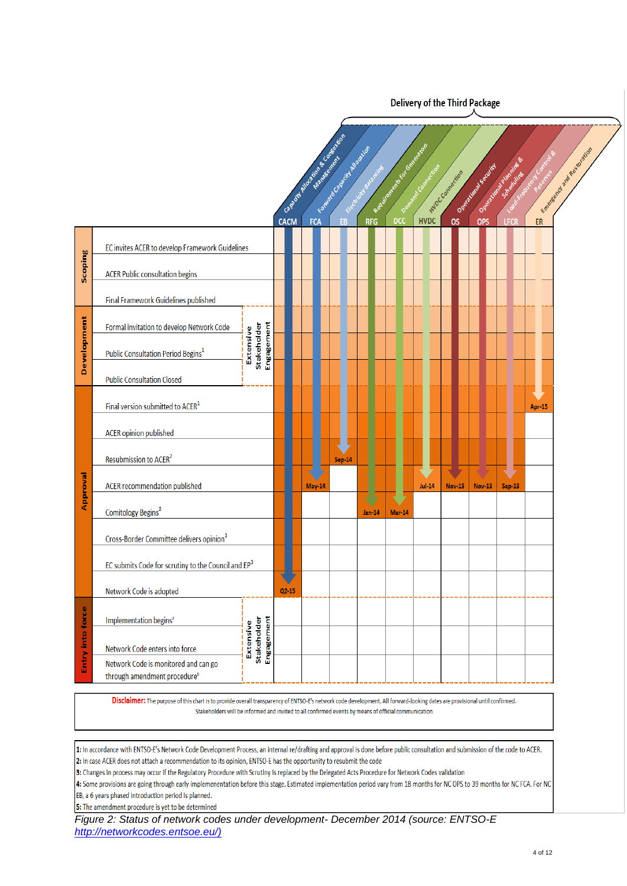## Delivery of the Third Package

| Phase | Step | | CACM | FCA | EB | RFG | DCC | HVDC | OS | OPS | LFCR | ER |
|---|---|---|---|---|---|---|---|---|---|---|---|---|
| Scoping | EC invites ACER to develop Framework Guidelines | | | | | | | | | | | |
| | ACER Public consultation begins | | | | | | | | | | | |
| | Final Framework Guidelines published | | | | | | | | | | | |
| Development | Formal invitation to develop Network Code | Extensive Stakeholder Engagement | | | | | | | | | | |
| | Public Consultation Period Begins[1] | | | | | | | | | | | |
| | Public Consultation Closed | | | | | | | | | | | |
| Approval | Final version submitted to ACER[1] | | | | | | | | | | | Apr-15 |
| | ACER opinion published | | | | | | | | | | | |
| | Resubmission to ACER[2] | | | | Sep-14 | | | | | | | |
| | ACER recommendation published | | | May-14 | | | | Jul-14 | Nov-13 | Nov-13 | Sep-13 | |
| | Comitology Begins[3] | | | | | Jan-14 | Mar-14 | | | | | |
| | Cross-Border Committee delivers opinion[3] | | | | | | | | | | | |
| | EC submits Code for scrutiny to the Council and EP[3] | | | | | | | | | | | |
| | Network Code is adopted | | Q2-15 | | | | | | | | | |
| Entry into force | Implementation begins[4] | Extensive Stakeholder Engagement | | | | | | | | | | |
| | Network Code enters into force | | | | | | | | | | | |
| | Network Code is monitored and can go through amendment procedure[5] | | | | | | | | | | | |

CACM: Capacity Allocation & Congestion Management; FCA: Forward Capacity Allocation; EB: Electricity Balancing; RFG: Requirements for Generators; DCC: Demand Connection; HVDC: HVDC Connection; OS: Operational Security; OPS: Operational Planning & Scheduling; LFCR: Load-Frequency Control & Reserves; ER: Emergency and Restoration

**Disclaimer:** The purpose of this chart is to provide overall transparency of ENTSO-E's network code development. All forward-looking dates are provisional until confirmed. Stakeholders will be informed and invited to all confirmed events by means of official communication

1: In accordance with ENTSO-E's Network Code Development Process, an internal re/drafting and approval is done before public consultation and submission of the code to ACER.
2: In case ACER does not attach a recommendation to its opinion, ENTSO-E has the opportunity to resubmit the code
3: Changes in process may occur if the Regulatory Procedure with Scrutiny is replaced by the Delegated Acts Procedure for Network Codes validation
4: Some provisions are going through early implemenentation before this stage. Estimated implementation period vary from 18 months for NC OPS to 39 months for NC FCA. For NC EB, a 6 years phased introduction period is planned.
5: The amendment procedure is yet to be determined

*Figure 2: Status of network codes under development- December 2014 (source: ENTSO-E [http://networkcodes.entsoe.eu/)](http://networkcodes.entsoe.eu/)*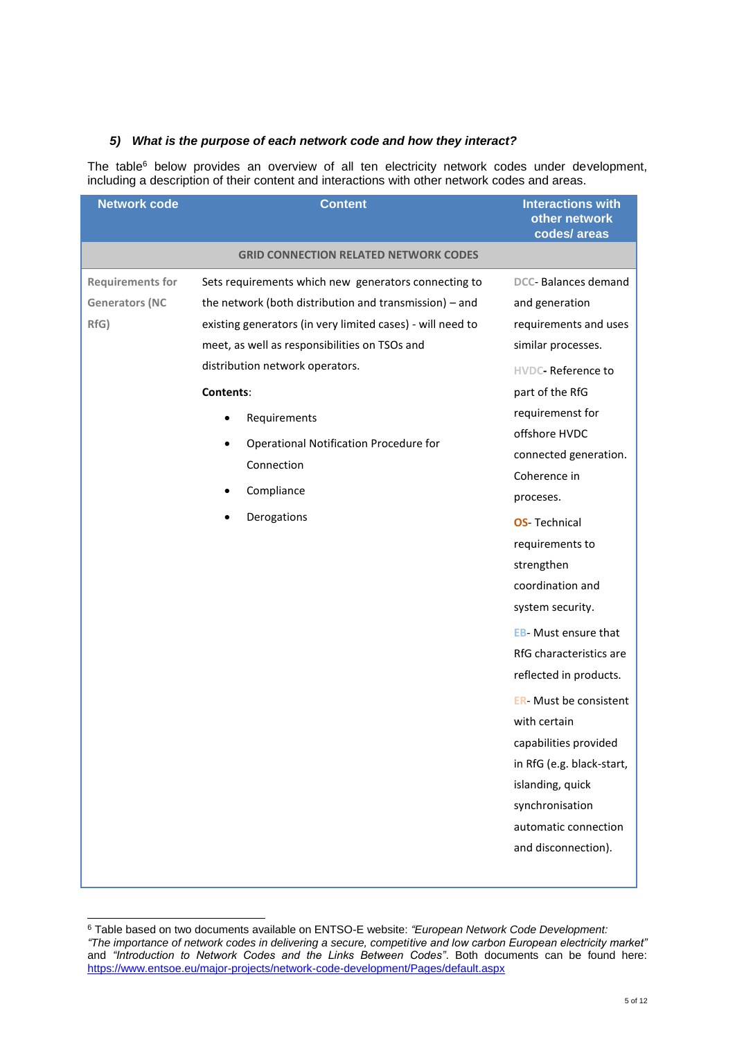### *5) What is the purpose of each network code and how they interact?*

The table[6] below provides an overview of all ten electricity network codes under development, including a description of their content and interactions with other network codes and areas.

| Network code | Content | Interactions with other network codes/ areas |
|---|---|---|
| **GRID CONNECTION RELATED NETWORK CODES** | | |
| **Requirements for Generators (NC RfG)** | Sets requirements which new generators connecting to the network (both distribution and transmission) – and existing generators (in very limited cases) - will need to meet, as well as responsibilities on TSOs and distribution network operators.<br><br>**Contents**:<br>• Requirements<br>• Operational Notification Procedure for Connection<br>• Compliance<br>• Derogations | **DCC**- Balances demand and generation requirements and uses similar processes.<br><br>**HVDC**- Reference to part of the RfG requirement for offshore HVDC connected generation. Coherence in proceses.<br><br>**OS**- Technical requirements to strengthen coordination and system security.<br><br>**EB**- Must ensure that RfG characteristics are reflected in products.<br><br>**ER**- Must be consistent with certain capabilities provided in RfG (e.g. black-start, islanding, quick synchronisation automatic connection and disconnection). |

[6] Table based on two documents available on ENTSO-E website: *"European Network Code Development: "The importance of network codes in delivering a secure, competitive and low carbon European electricity market"* and *"Introduction to Network Codes and the Links Between Codes"*. Both documents can be found here: https://www.entsoe.eu/major-projects/network-code-development/Pages/default.aspx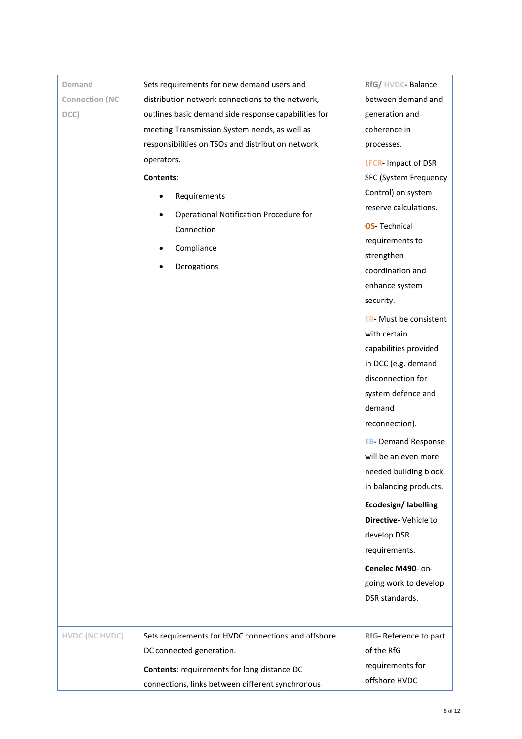| | | |
|---|---|---|
| Demand Connection (NC DCC) | Sets requirements for new demand users and distribution network connections to the network, outlines basic demand side response capabilities for meeting Transmission System needs, as well as responsibilities on TSOs and distribution network operators.<br><br>**Contents**:<br>• Requirements<br>• Operational Notification Procedure for Connection<br>• Compliance<br>• Derogations | **RfG/ HVDC-** Balance between demand and generation and coherence in processes.<br><br>**LFCR-** Impact of DSR SFC (System Frequency Control) on system reserve calculations.<br><br>**OS-** Technical requirements to strengthen coordination and enhance system security.<br><br>ER- Must be consistent with certain capabilities provided in DCC (e.g. demand disconnection for system defence and demand reconnection).<br><br>**EB-** Demand Response will be an even more needed building block in balancing products.<br><br>**Ecodesign/ labelling Directive-** Vehicle to develop DSR requirements.<br><br>**Cenelec M490**- on-going work to develop DSR standards. |
| HVDC (NC HVDC) | Sets requirements for HVDC connections and offshore DC connected generation.<br><br>**Contents**: requirements for long distance DC connections, links between different synchronous | **RfG-** Reference to part of the RfG requirements for offshore HVDC |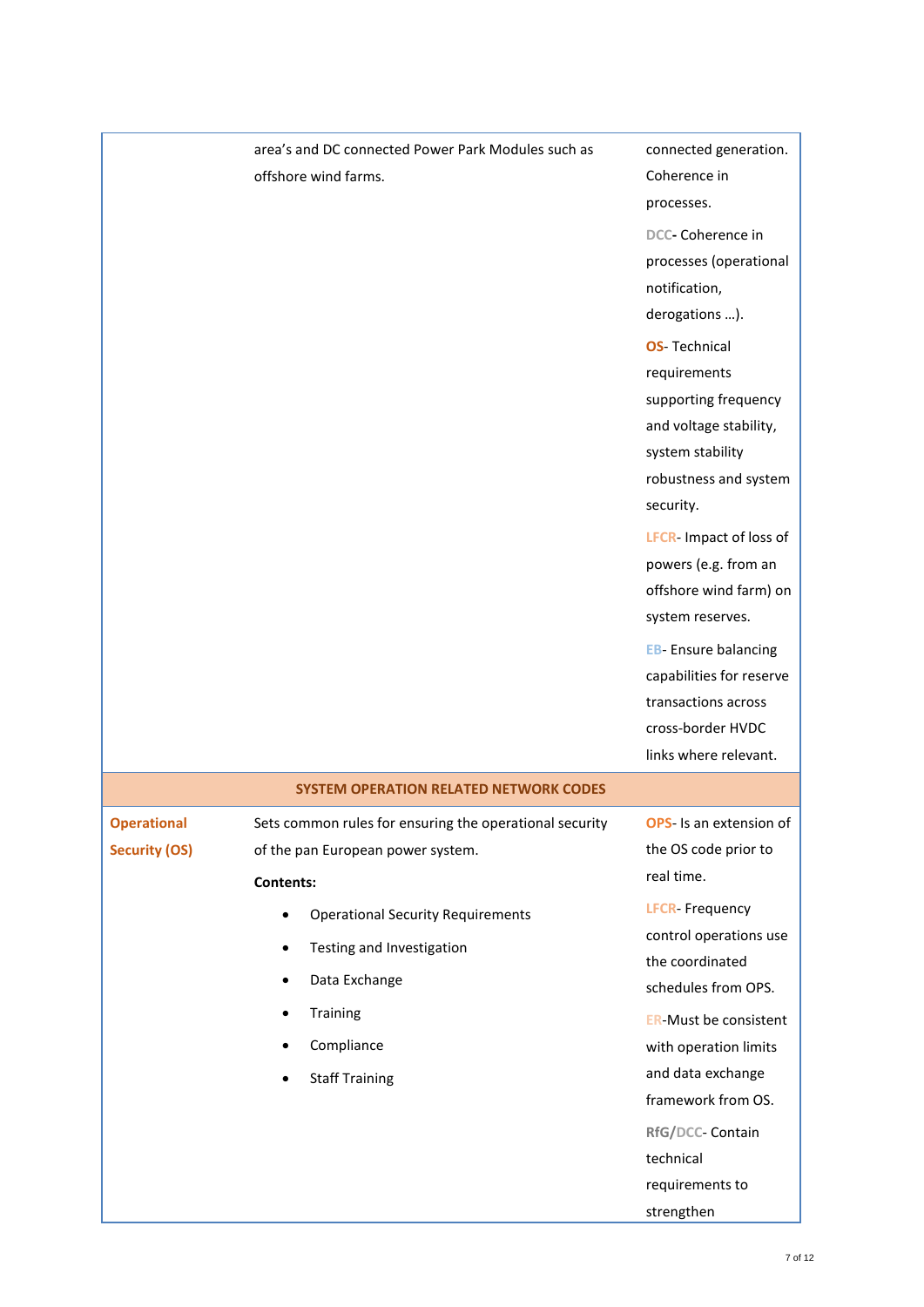| | | |
|---|---|---|
| | area's and DC connected Power Park Modules such as offshore wind farms. | connected generation. Coherence in processes.<br><br>**DCC**- Coherence in processes (operational notification, derogations …).<br><br>**OS**- Technical requirements supporting frequency and voltage stability, system stability robustness and system security.<br><br>**LFCR**- Impact of loss of powers (e.g. from an offshore wind farm) on system reserves.<br><br>**EB**- Ensure balancing capabilities for reserve transactions across cross-border HVDC links where relevant. |
| | **SYSTEM OPERATION RELATED NETWORK CODES** | |
| **Operational Security (OS)** | Sets common rules for ensuring the operational security of the pan European power system.<br><br>**Contents:**<br><br>• Operational Security Requirements<br>• Testing and Investigation<br>• Data Exchange<br>• Training<br>• Compliance<br>• Staff Training | **OPS**- Is an extension of the OS code prior to real time.<br><br>**LFCR**- Frequency control operations use the coordinated schedules from OPS.<br><br>**ER**-Must be consistent with operation limits and data exchange framework from OS.<br><br>**RfG/DCC**- Contain technical requirements to strengthen |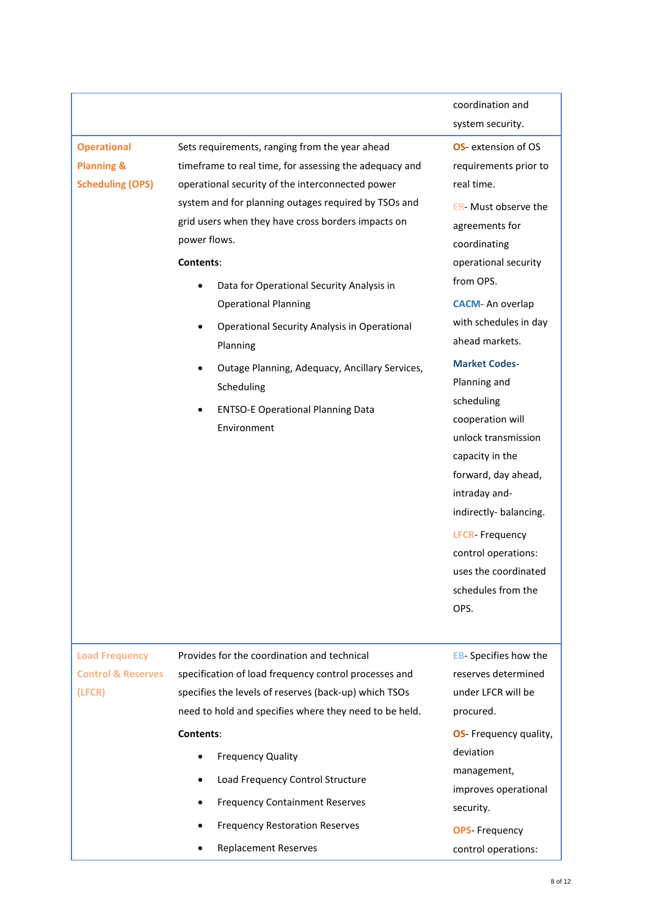| | | |
|---|---|---|
| | | coordination and system security. |
| **Operational Planning & Scheduling (OPS)** | Sets requirements, ranging from the year ahead timeframe to real time, for assessing the adequacy and operational security of the interconnected power system and for planning outages required by TSOs and grid users when they have cross borders impacts on power flows.<br><br>**Contents**:<br>• Data for Operational Security Analysis in Operational Planning<br>• Operational Security Analysis in Operational Planning<br>• Outage Planning, Adequacy, Ancillary Services, Scheduling<br>• ENTSO-E Operational Planning Data Environment | **OS**- extension of OS requirements prior to real time.<br><br>**ER**- Must observe the agreements for coordinating operational security from OPS.<br><br>**CACM**- An overlap with schedules in day ahead markets.<br><br>**Market Codes**- Planning and scheduling cooperation will unlock transmission capacity in the forward, day ahead, intraday and- indirectly- balancing.<br><br>**LFCR**- Frequency control operations: uses the coordinated schedules from the OPS. |
| **Load Frequency Control & Reserves (LFCR)** | Provides for the coordination and technical specification of load frequency control processes and specifies the levels of reserves (back-up) which TSOs need to hold and specifies where they need to be held.<br><br>**Contents**:<br>• Frequency Quality<br>• Load Frequency Control Structure<br>• Frequency Containment Reserves<br>• Frequency Restoration Reserves<br>• Replacement Reserves | **EB**- Specifies how the reserves determined under LFCR will be procured.<br><br>**OS**- Frequency quality, deviation management, improves operational security.<br><br>**OPS**- Frequency control operations: |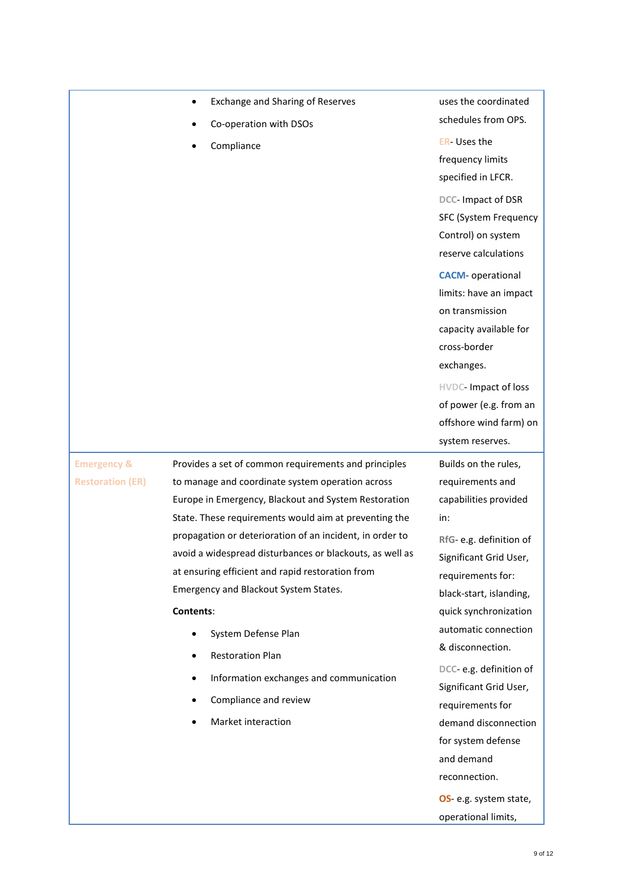| | | |
|---|---|---|
| | <ul><li>Exchange and Sharing of Reserves</li><li>Co-operation with DSOs</li><li>Compliance</li></ul> | uses the coordinated schedules from OPS.<br><br>ER- Uses the frequency limits specified in LFCR.<br><br>DCC- Impact of DSR SFC (System Frequency Control) on system reserve calculations<br><br>**CACM**- operational limits: have an impact on transmission capacity available for cross-border exchanges.<br><br>HVDC- Impact of loss of power (e.g. from an offshore wind farm) on system reserves. |
| **Emergency & Restoration (ER)** | Provides a set of common requirements and principles to manage and coordinate system operation across Europe in Emergency, Blackout and System Restoration State. These requirements would aim at preventing the propagation or deterioration of an incident, in order to avoid a widespread disturbances or blackouts, as well as at ensuring efficient and rapid restoration from Emergency and Blackout System States.<br><br>**Contents**:<br><ul><li>System Defense Plan</li><li>Restoration Plan</li><li>Information exchanges and communication</li><li>Compliance and review</li><li>Market interaction</li></ul> | Builds on the rules, requirements and capabilities provided in:<br><br>**RfG**- e.g. definition of Significant Grid User, requirements for: black-start, islanding, quick synchronization automatic connection & disconnection.<br><br>DCC- e.g. definition of Significant Grid User, requirements for demand disconnection for system defense and demand reconnection.<br><br>**OS**- e.g. system state, operational limits, |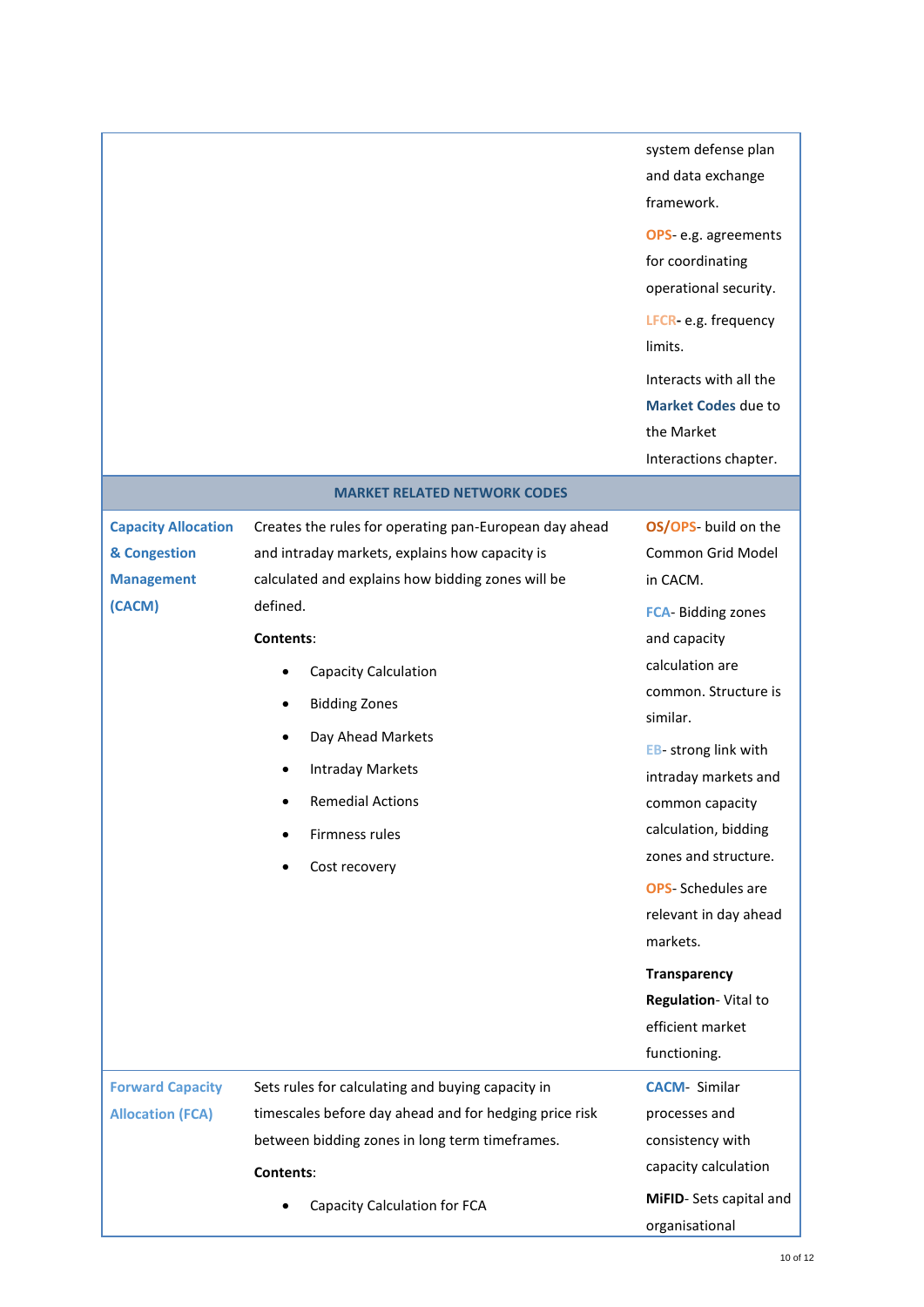| | | |
|---|---|---|
| | | system defense plan and data exchange framework.<br><br>**OPS**- e.g. agreements for coordinating operational security.<br><br>**LFCR**- e.g. frequency limits.<br><br>Interacts with all the **Market Codes** due to the Market Interactions chapter. |
| **MARKET RELATED NETWORK CODES** | | |
| **Capacity Allocation & Congestion Management (CACM)** | Creates the rules for operating pan-European day ahead and intraday markets, explains how capacity is calculated and explains how bidding zones will be defined.<br><br>**Contents**:<br>• Capacity Calculation<br>• Bidding Zones<br>• Day Ahead Markets<br>• Intraday Markets<br>• Remedial Actions<br>• Firmness rules<br>• Cost recovery | **OS/OPS**- build on the Common Grid Model in CACM.<br><br>**FCA**- Bidding zones and capacity calculation are common. Structure is similar.<br><br>**EB**- strong link with intraday markets and common capacity calculation, bidding zones and structure.<br><br>**OPS**- Schedules are relevant in day ahead markets.<br><br>**Transparency Regulation**- Vital to efficient market functioning. |
| **Forward Capacity Allocation (FCA)** | Sets rules for calculating and buying capacity in timescales before day ahead and for hedging price risk between bidding zones in long term timeframes.<br><br>**Contents**:<br>• Capacity Calculation for FCA | **CACM**- Similar processes and consistency with capacity calculation<br><br>**MiFID**- Sets capital and organisational |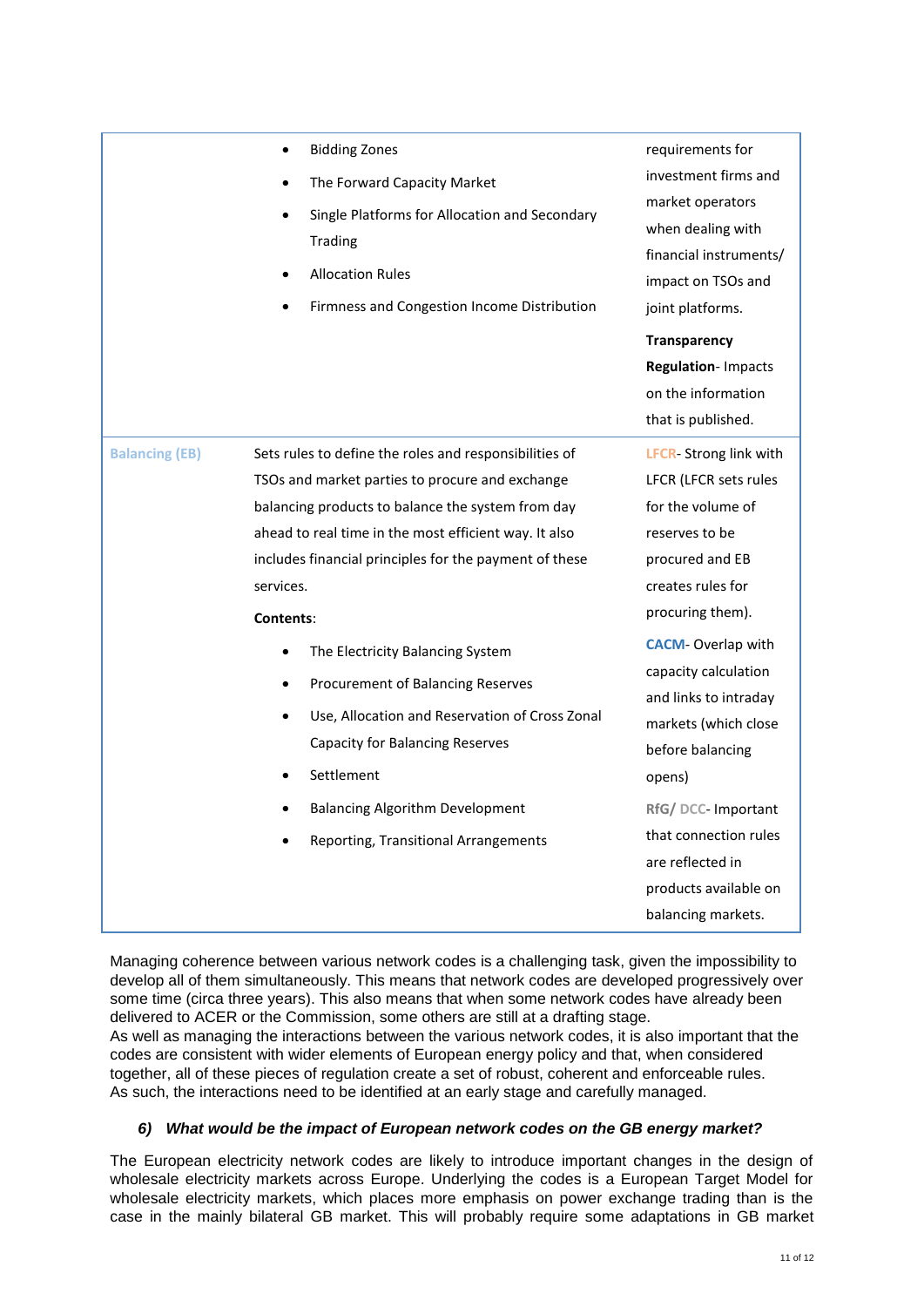| | | |
|---|---|---|
| | • Bidding Zones<br>• The Forward Capacity Market<br>• Single Platforms for Allocation and Secondary Trading<br>• Allocation Rules<br>• Firmness and Congestion Income Distribution | requirements for investment firms and market operators when dealing with financial instruments/ impact on TSOs and joint platforms.<br><br>**Transparency Regulation**- Impacts on the information that is published. |
| **Balancing (EB)** | Sets rules to define the roles and responsibilities of TSOs and market parties to procure and exchange balancing products to balance the system from day ahead to real time in the most efficient way. It also includes financial principles for the payment of these services.<br><br>**Contents**:<br>• The Electricity Balancing System<br>• Procurement of Balancing Reserves<br>• Use, Allocation and Reservation of Cross Zonal Capacity for Balancing Reserves<br>• Settlement<br>• Balancing Algorithm Development<br>• Reporting, Transitional Arrangements | **LFCR**- Strong link with LFCR (LFCR sets rules for the volume of reserves to be procured and EB creates rules for procuring them).<br><br>**CACM**- Overlap with capacity calculation and links to intraday markets (which close before balancing opens)<br><br>**RfG/ DCC**- Important that connection rules are reflected in products available on balancing markets. |

Managing coherence between various network codes is a challenging task, given the impossibility to develop all of them simultaneously. This means that network codes are developed progressively over some time (circa three years). This also means that when some network codes have already been delivered to ACER or the Commission, some others are still at a drafting stage.

As well as managing the interactions between the various network codes, it is also important that the codes are consistent with wider elements of European energy policy and that, when considered together, all of these pieces of regulation create a set of robust, coherent and enforceable rules. As such, the interactions need to be identified at an early stage and carefully managed.

### *6) What would be the impact of European network codes on the GB energy market?*

The European electricity network codes are likely to introduce important changes in the design of wholesale electricity markets across Europe. Underlying the codes is a European Target Model for wholesale electricity markets, which places more emphasis on power exchange trading than is the case in the mainly bilateral GB market. This will probably require some adaptations in GB market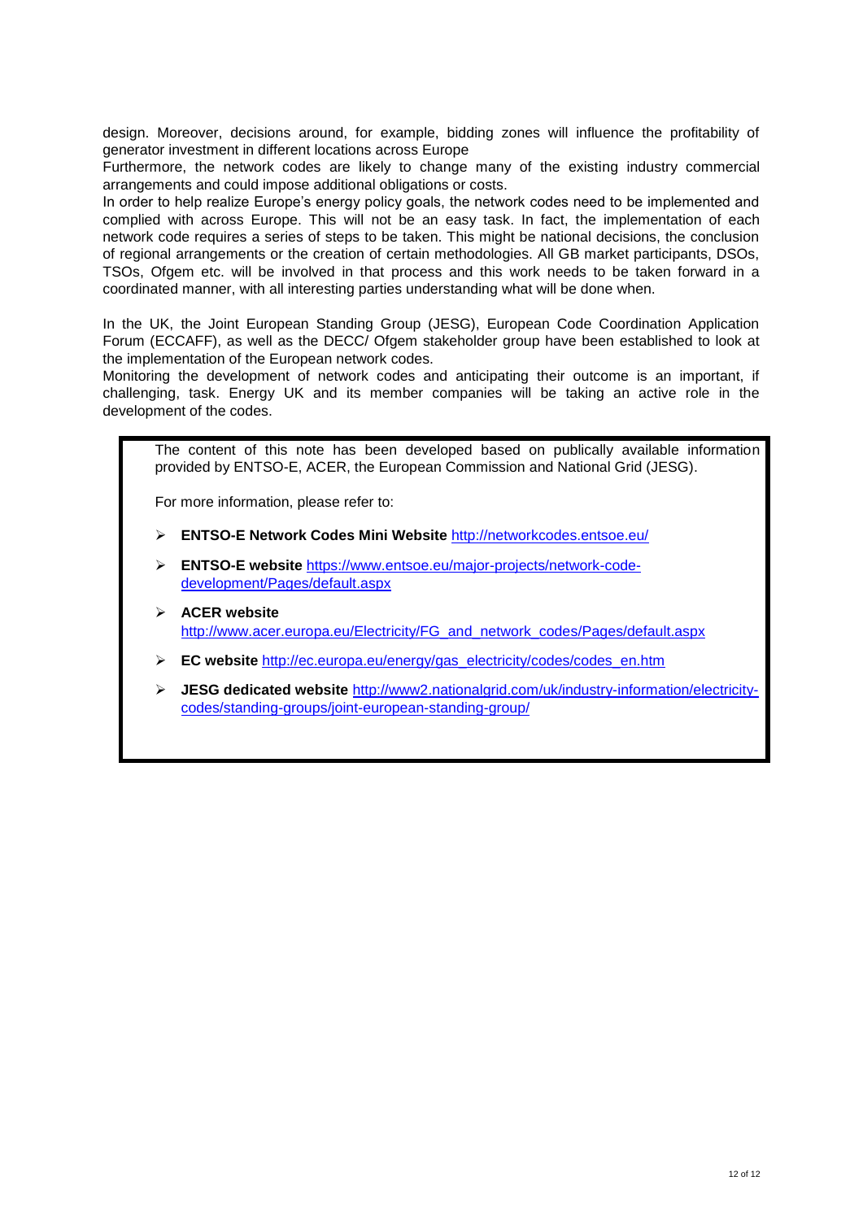design. Moreover, decisions around, for example, bidding zones will influence the profitability of generator investment in different locations across Europe

Furthermore, the network codes are likely to change many of the existing industry commercial arrangements and could impose additional obligations or costs.

In order to help realize Europe's energy policy goals, the network codes need to be implemented and complied with across Europe. This will not be an easy task. In fact, the implementation of each network code requires a series of steps to be taken. This might be national decisions, the conclusion of regional arrangements or the creation of certain methodologies. All GB market participants, DSOs, TSOs, Ofgem etc. will be involved in that process and this work needs to be taken forward in a coordinated manner, with all interesting parties understanding what will be done when.

In the UK, the Joint European Standing Group (JESG), European Code Coordination Application Forum (ECCAFF), as well as the DECC/ Ofgem stakeholder group have been established to look at the implementation of the European network codes.

Monitoring the development of network codes and anticipating their outcome is an important, if challenging, task. Energy UK and its member companies will be taking an active role in the development of the codes.

The content of this note has been developed based on publically available information provided by ENTSO-E, ACER, the European Commission and National Grid (JESG).

For more information, please refer to:

- **ENTSO-E Network Codes Mini Website** http://networkcodes.entsoe.eu/
- **ENTSO-E website** https://www.entsoe.eu/major-projects/network-code-development/Pages/default.aspx
- **ACER website** http://www.acer.europa.eu/Electricity/FG_and_network_codes/Pages/default.aspx
- **EC website** http://ec.europa.eu/energy/gas_electricity/codes/codes_en.htm
- **JESG dedicated website** http://www2.nationalgrid.com/uk/industry-information/electricity-codes/standing-groups/joint-european-standing-group/